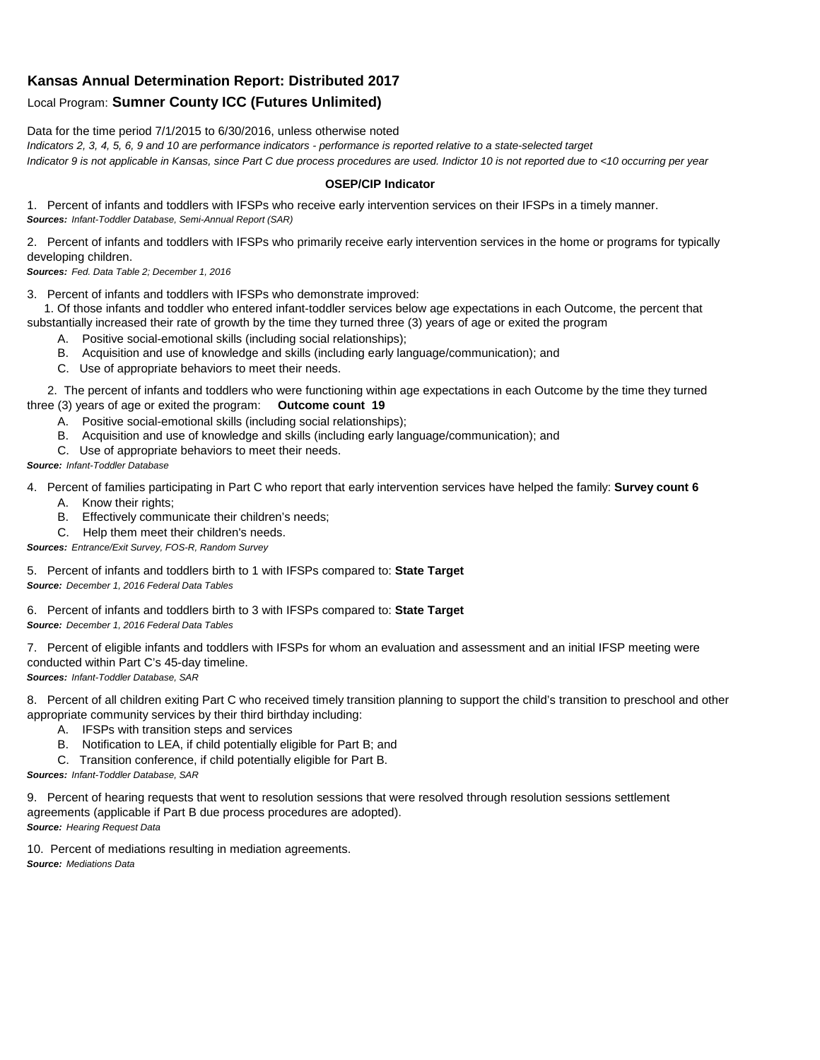**Kansas Annual Determination Report: Distributed 2017**

Local Program: **Sumner County ICC (Futures Unlimited)**

Data for the time period 7/1/2015 to 6/30/2016, unless otherwise noted

*Indicators 2, 3, 4, 5, 6, 9 and 10 are performance indicators - performance is reported relative to a state-selected target*

*Indicator 9 is not applicable in Kansas, since Part C due process procedures are used. Indictor 10 is not reported due to <10 occurring per year*

**OSEP/CIP Indicator**

1. Percent of infants and toddlers with IFSPs who receive early intervention services on their IFSPs in a timely manner.
***Sources:*** *Infant-Toddler Database, Semi-Annual Report (SAR)*

2. Percent of infants and toddlers with IFSPs who primarily receive early intervention services in the home or programs for typically developing children.
***Sources:*** *Fed. Data Table 2; December 1, 2016*

3. Percent of infants and toddlers with IFSPs who demonstrate improved:
   1. Of those infants and toddler who entered infant-toddler services below age expectations in each Outcome, the percent that substantially increased their rate of growth by the time they turned three (3) years of age or exited the program
      - A. Positive social-emotional skills (including social relationships);
      - B. Acquisition and use of knowledge and skills (including early language/communication); and
      - C. Use of appropriate behaviors to meet their needs.
   2. The percent of infants and toddlers who were functioning within age expectations in each Outcome by the time they turned three (3) years of age or exited the program: **Outcome count 19**
      - A. Positive social-emotional skills (including social relationships);
      - B. Acquisition and use of knowledge and skills (including early language/communication); and
      - C. Use of appropriate behaviors to meet their needs.

***Source:*** *Infant-Toddler Database*

4. Percent of families participating in Part C who report that early intervention services have helped the family: **Survey count 6**
   - A. Know their rights;
   - B. Effectively communicate their children's needs;
   - C. Help them meet their children's needs.

***Sources:*** *Entrance/Exit Survey, FOS-R, Random Survey*

5. Percent of infants and toddlers birth to 1 with IFSPs compared to: **State Target**
***Source:*** *December 1, 2016 Federal Data Tables*

6. Percent of infants and toddlers birth to 3 with IFSPs compared to: **State Target**
***Source:*** *December 1, 2016 Federal Data Tables*

7. Percent of eligible infants and toddlers with IFSPs for whom an evaluation and assessment and an initial IFSP meeting were conducted within Part C's 45-day timeline.
***Sources:*** *Infant-Toddler Database, SAR*

8. Percent of all children exiting Part C who received timely transition planning to support the child's transition to preschool and other appropriate community services by their third birthday including:
   - A. IFSPs with transition steps and services
   - B. Notification to LEA, if child potentially eligible for Part B; and
   - C. Transition conference, if child potentially eligible for Part B.

***Sources:*** *Infant-Toddler Database, SAR*

9. Percent of hearing requests that went to resolution sessions that were resolved through resolution sessions settlement agreements (applicable if Part B due process procedures are adopted).
***Source:*** *Hearing Request Data*

10. Percent of mediations resulting in mediation agreements.
***Source:*** *Mediations Data*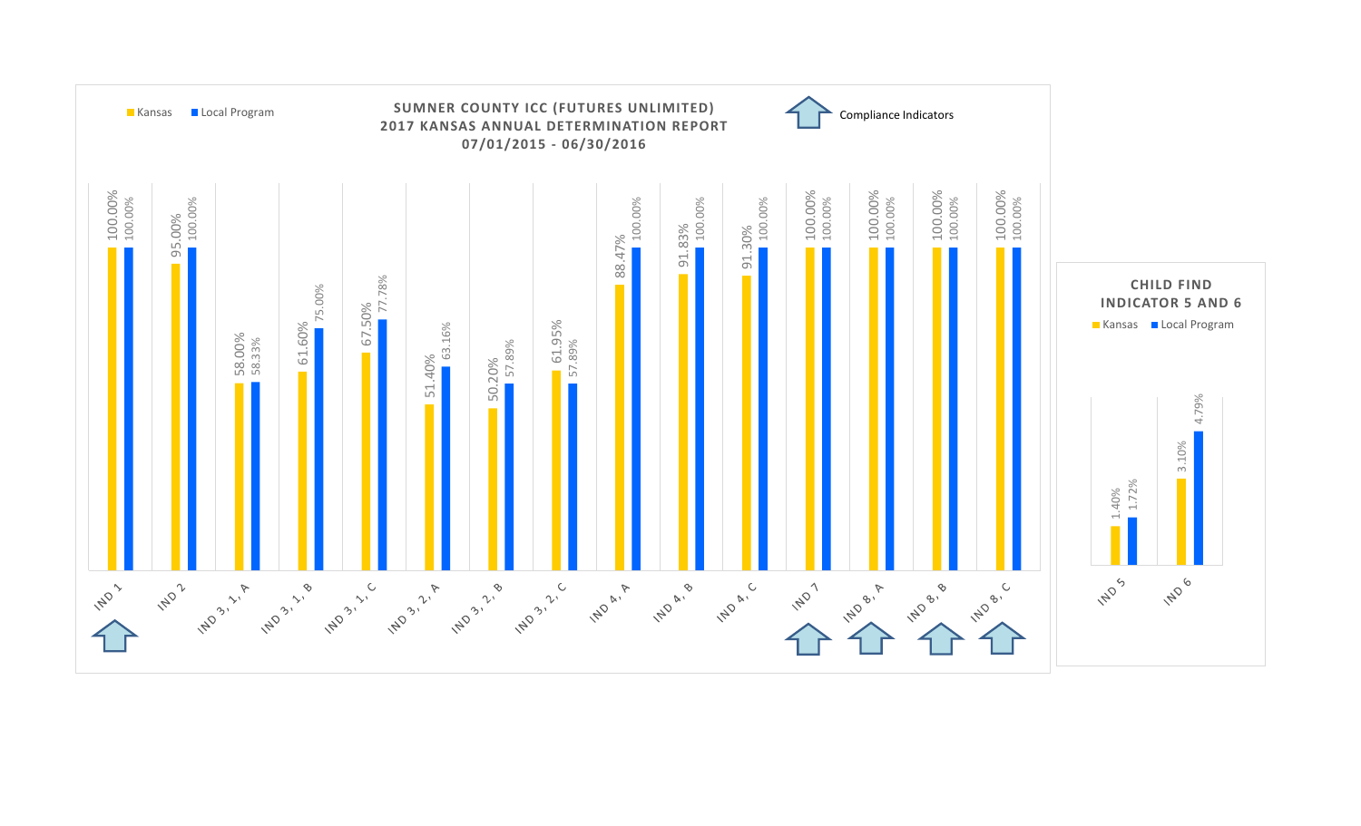Kansas Local Program

**SUMNER COUNTY ICC (FUTURES UNLIMITED)**
**2017 KANSAS ANNUAL DETERMINATION REPORT**
**07/01/2015 - 06/30/2016**

Compliance Indicators

100.00% 100.00%
95.00% 100.00%
58.00% 58.33%
61.60% 75.00%
67.50% 77.78%
51.40% 63.16%
50.20% 57.89%
61.95% 57.89%
88.47% 100.00%
91.83% 100.00%
91.30% 100.00%
100.00% 100.00%
100.00% 100.00%
100.00% 100.00%
100.00% 100.00%

IND 1
IND 2
IND 3, 1, A
IND 3, 1, B
IND 3, 1, C
IND 3, 2, A
IND 3, 2, B
IND 3, 2, C
IND 4, A
IND 4, B
IND 4, C
IND 7
IND 8, A
IND 8, B
IND 8, C

**CHILD FIND**
**INDICATOR 5 AND 6**

Kansas Local Program

1.40% 1.72%
3.10% 4.79%

IND 5
IND 6